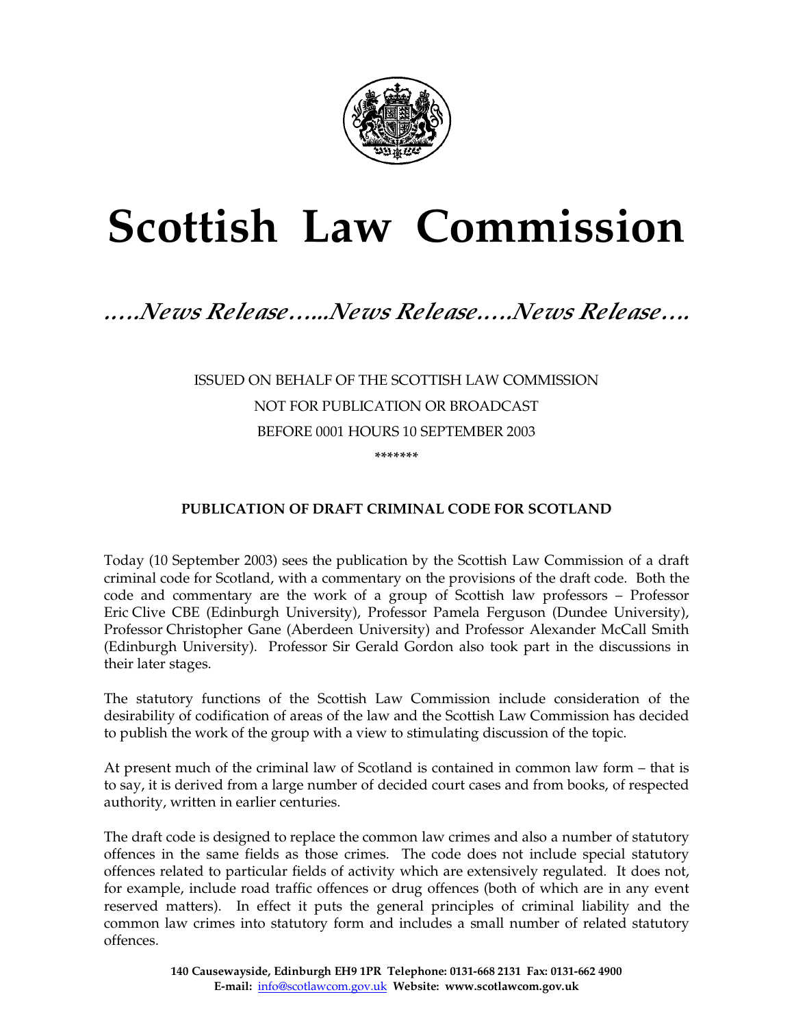# Scottish Law Commission

*…..News Release…...News Release…..News Release….*

ISSUED ON BEHALF OF THE SCOTTISH LAW COMMISSION

NOT FOR PUBLICATION OR BROADCAST

BEFORE 0001 HOURS 10 SEPTEMBER 2003

\*\*\*\*\*\*\*

**PUBLICATION OF DRAFT CRIMINAL CODE FOR SCOTLAND**

Today (10 September 2003) sees the publication by the Scottish Law Commission of a draft criminal code for Scotland, with a commentary on the provisions of the draft code. Both the code and commentary are the work of a group of Scottish law professors – Professor Eric Clive CBE (Edinburgh University), Professor Pamela Ferguson (Dundee University), Professor Christopher Gane (Aberdeen University) and Professor Alexander McCall Smith (Edinburgh University). Professor Sir Gerald Gordon also took part in the discussions in their later stages.

The statutory functions of the Scottish Law Commission include consideration of the desirability of codification of areas of the law and the Scottish Law Commission has decided to publish the work of the group with a view to stimulating discussion of the topic.

At present much of the criminal law of Scotland is contained in common law form – that is to say, it is derived from a large number of decided court cases and from books, of respected authority, written in earlier centuries.

The draft code is designed to replace the common law crimes and also a number of statutory offences in the same fields as those crimes. The code does not include special statutory offences related to particular fields of activity which are extensively regulated. It does not, for example, include road traffic offences or drug offences (both of which are in any event reserved matters). In effect it puts the general principles of criminal liability and the common law crimes into statutory form and includes a small number of related statutory offences.

**140 Causewayside, Edinburgh EH9 1PR Telephone: 0131-668 2131 Fax: 0131-662 4900**
**E-mail: info@scotlawcom.gov.uk Website: www.scotlawcom.gov.uk**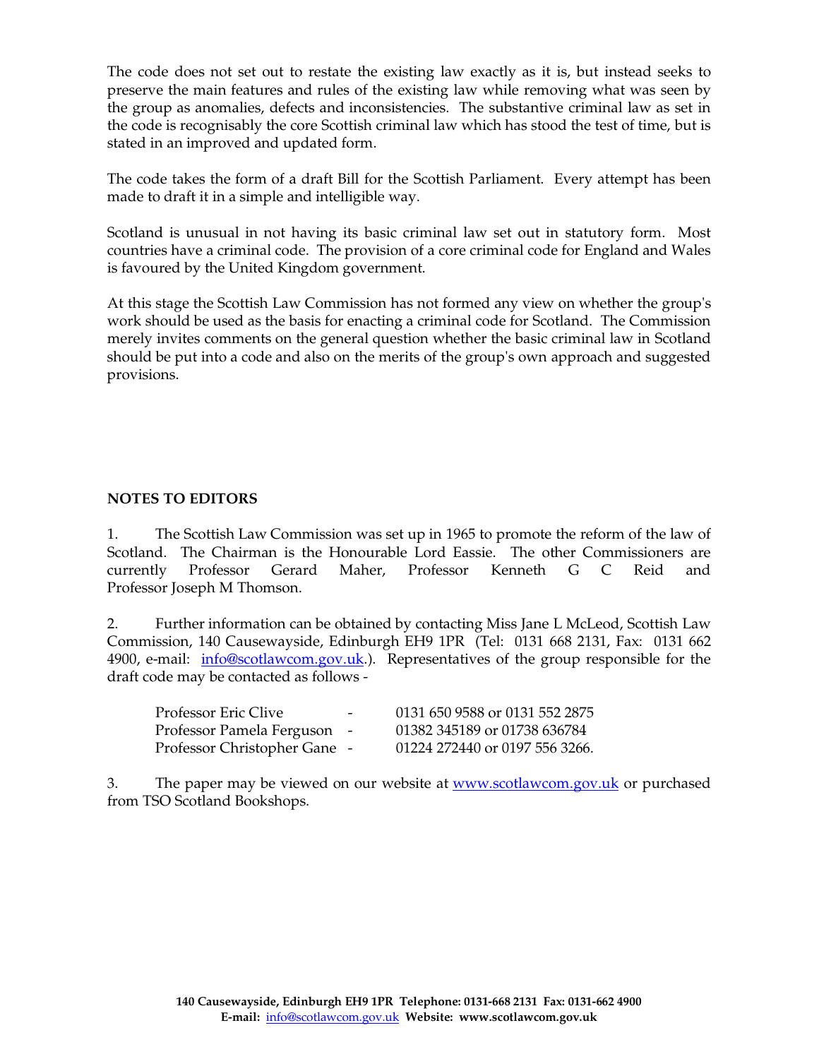The code does not set out to restate the existing law exactly as it is, but instead seeks to preserve the main features and rules of the existing law while removing what was seen by the group as anomalies, defects and inconsistencies. The substantive criminal law as set in the code is recognisably the core Scottish criminal law which has stood the test of time, but is stated in an improved and updated form.

The code takes the form of a draft Bill for the Scottish Parliament. Every attempt has been made to draft it in a simple and intelligible way.

Scotland is unusual in not having its basic criminal law set out in statutory form. Most countries have a criminal code. The provision of a core criminal code for England and Wales is favoured by the United Kingdom government.

At this stage the Scottish Law Commission has not formed any view on whether the group's work should be used as the basis for enacting a criminal code for Scotland. The Commission merely invites comments on the general question whether the basic criminal law in Scotland should be put into a code and also on the merits of the group's own approach and suggested provisions.

**NOTES TO EDITORS**

1. The Scottish Law Commission was set up in 1965 to promote the reform of the law of Scotland. The Chairman is the Honourable Lord Eassie. The other Commissioners are currently Professor Gerard Maher, Professor Kenneth G C Reid and Professor Joseph M Thomson.

2. Further information can be obtained by contacting Miss Jane L McLeod, Scottish Law Commission, 140 Causewayside, Edinburgh EH9 1PR (Tel: 0131 668 2131, Fax: 0131 662 4900, e-mail: info@scotlawcom.gov.uk.). Representatives of the group responsible for the draft code may be contacted as follows -

| | | |
|---|---|---|
| Professor Eric Clive | - | 0131 650 9588 or 0131 552 2875 |
| Professor Pamela Ferguson | - | 01382 345189 or 01738 636784 |
| Professor Christopher Gane | - | 01224 272440 or 0197 556 3266. |

3. The paper may be viewed on our website at www.scotlawcom.gov.uk or purchased from TSO Scotland Bookshops.

**140 Causewayside, Edinburgh EH9 1PR Telephone: 0131-668 2131 Fax: 0131-662 4900**
**E-mail:** info@scotlawcom.gov.uk **Website: www.scotlawcom.gov.uk**